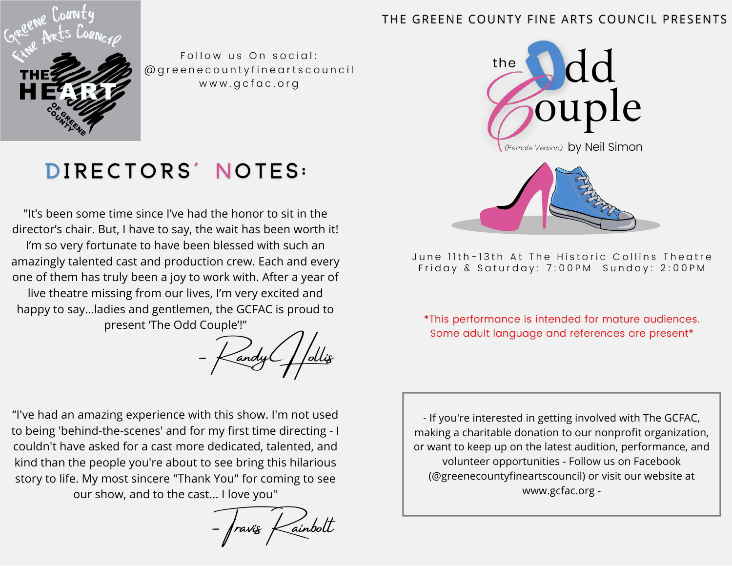Greene County Fine Arts Council

THE HEART OF GREENE COUNTY

Follow us On social:
@greenecountyfineartscouncil
www.gcfac.org

## DIRECTORS' NOTES:

"It's been some time since I've had the honor to sit in the director's chair. But, I have to say, the wait has been worth it! I'm so very fortunate to have been blessed with such an amazingly talented cast and production crew. Each and every one of them has truly been a joy to work with. After a year of live theatre missing from our lives, I'm very excited and happy to say...ladies and gentlemen, the GCFAC is proud to present 'The Odd Couple'!"

\- Randy Hollis

"I've had an amazing experience with this show. I'm not used to being 'behind-the-scenes' and for my first time directing - I couldn't have asked for a cast more dedicated, talented, and kind than the people you're about to see bring this hilarious story to life. My most sincere "Thank You" for coming to see our show, and to the cast... I love you"

\- Travis Rainbolt

THE GREENE COUNTY FINE ARTS COUNCIL PRESENTS

# the Odd Couple

*(Female Version)* by Neil Simon

June 11th-13th At The Historic Collins Theatre
Friday & Saturday: 7:00PM Sunday: 2:00PM

*This performance is intended for mature audiences. Some adult language and references are present*

\- If you're interested in getting involved with The GCFAC, making a charitable donation to our nonprofit organization, or want to keep up on the latest audition, performance, and volunteer opportunities - Follow us on Facebook (@greenecountyfineartscouncil) or visit our website at www.gcfac.org -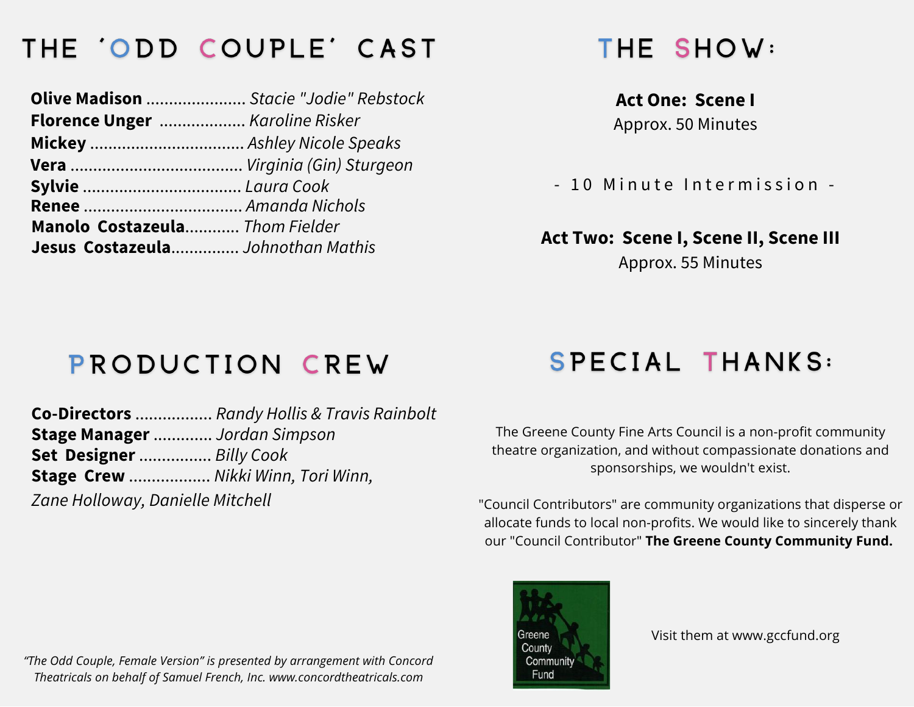## THE 'ODD COUPLE' CAST

**Olive Madison** ...................... *Stacie "Jodie" Rebstock*
**Florence Unger** ................... *Karoline Risker*
**Mickey** ................................. *Ashley Nicole Speaks*
**Vera** ..................................... *Virginia (Gin) Sturgeon*
**Sylvie** .................................. *Laura Cook*
**Renee** .................................. *Amanda Nichols*
**Manolo Costazeula**............ *Thom Fielder*
**Jesus Costazeula**.............. *Johnothan Mathis*

## PRODUCTION CREW

**Co-Directors** ................. *Randy Hollis & Travis Rainbolt*
**Stage Manager** ............. *Jordan Simpson*
**Set Designer** ................ *Billy Cook*
**Stage Crew** .................. *Nikki Winn, Tori Winn, Zane Holloway, Danielle Mitchell*

*"The Odd Couple, Female Version" is presented by arrangement with Concord Theatricals on behalf of Samuel French, Inc. www.concordtheatricals.com*

## THE SHOW:

**Act One: Scene I**
Approx. 50 Minutes

- 10 Minute Intermission -

**Act Two: Scene I, Scene II, Scene III**
Approx. 55 Minutes

## SPECIAL THANKS:

The Greene County Fine Arts Council is a non-profit community theatre organization, and without compassionate donations and sponsorships, we wouldn't exist.

"Council Contributors" are community organizations that disperse or allocate funds to local non-profits. We would like to sincerely thank our "Council Contributor" **The Greene County Community Fund.**

Greene County Community Fund

Visit them at www.gccfund.org